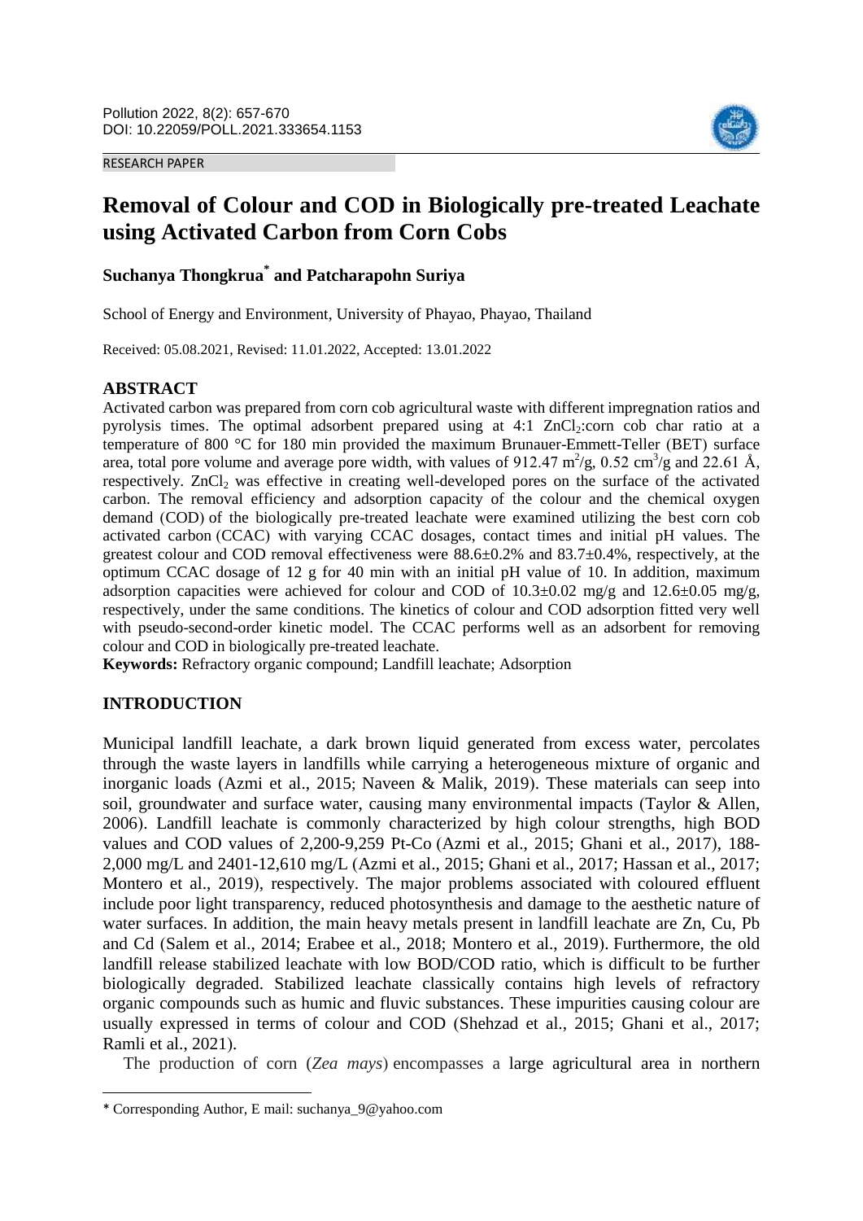RESEARCH PAPER

# Removal of Colour and COD in Biologically pre-treated Leachate using Activated Carbon from Corn Cobs

**Suchanya Thongkrua*** **and Patcharapohn Suriya**

School of Energy and Environment, University of Phayao, Phayao, Thailand

Received: 05.08.2021, Revised: 11.01.2022, Accepted: 13.01.2022

## ABSTRACT

Activated carbon was prepared from corn cob agricultural waste with different impregnation ratios and pyrolysis times. The optimal adsorbent prepared using at 4:1 $ZnCl_2$:corn cob char ratio at a temperature of 800 °C for 180 min provided the maximum Brunauer-Emmett-Teller (BET) surface area, total pore volume and average pore width, with values of 912.47 $m^2/g$, 0.52 $cm^3/g$ and 22.61 Å, respectively. $ZnCl_2$ was effective in creating well-developed pores on the surface of the activated carbon. The removal efficiency and adsorption capacity of the colour and the chemical oxygen demand (COD) of the biologically pre-treated leachate were examined utilizing the best corn cob activated carbon (CCAC) with varying CCAC dosages, contact times and initial pH values. The greatest colour and COD removal effectiveness were 88.6±0.2% and 83.7±0.4%, respectively, at the optimum CCAC dosage of 12 g for 40 min with an initial pH value of 10. In addition, maximum adsorption capacities were achieved for colour and COD of 10.3±0.02 mg/g and 12.6±0.05 mg/g, respectively, under the same conditions. The kinetics of colour and COD adsorption fitted very well with pseudo-second-order kinetic model. The CCAC performs well as an adsorbent for removing colour and COD in biologically pre-treated leachate.

**Keywords:** Refractory organic compound; Landfill leachate; Adsorption

## INTRODUCTION

Municipal landfill leachate, a dark brown liquid generated from excess water, percolates through the waste layers in landfills while carrying a heterogeneous mixture of organic and inorganic loads (Azmi et al., 2015; Naveen & Malik, 2019). These materials can seep into soil, groundwater and surface water, causing many environmental impacts (Taylor & Allen, 2006). Landfill leachate is commonly characterized by high colour strengths, high BOD values and COD values of 2,200-9,259 Pt-Co (Azmi et al., 2015; Ghani et al., 2017), 188-2,000 mg/L and 2401-12,610 mg/L (Azmi et al., 2015; Ghani et al., 2017; Hassan et al., 2017; Montero et al., 2019), respectively. The major problems associated with coloured effluent include poor light transparency, reduced photosynthesis and damage to the aesthetic nature of water surfaces. In addition, the main heavy metals present in landfill leachate are Zn, Cu, Pb and Cd (Salem et al., 2014; Erabee et al., 2018; Montero et al., 2019). Furthermore, the old landfill release stabilized leachate with low BOD/COD ratio, which is difficult to be further biologically degraded. Stabilized leachate classically contains high levels of refractory organic compounds such as humic and fluvic substances. These impurities causing colour are usually expressed in terms of colour and COD (Shehzad et al., 2015; Ghani et al., 2017; Ramli et al., 2021).

The production of corn (*Zea mays*) encompasses a large agricultural area in northern

* Corresponding Author, E mail: suchanya_9@yahoo.com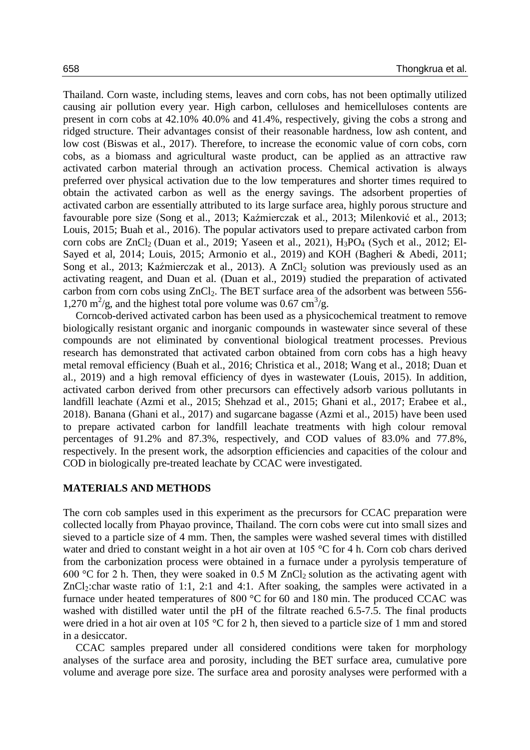Thailand. Corn waste, including stems, leaves and corn cobs, has not been optimally utilized causing air pollution every year. High carbon, celluloses and hemicelluloses contents are present in corn cobs at 42.10% 40.0% and 41.4%, respectively, giving the cobs a strong and ridged structure. Their advantages consist of their reasonable hardness, low ash content, and low cost (Biswas et al., 2017). Therefore, to increase the economic value of corn cobs, corn cobs, as a biomass and agricultural waste product, can be applied as an attractive raw activated carbon material through an activation process. Chemical activation is always preferred over physical activation due to the low temperatures and shorter times required to obtain the activated carbon as well as the energy savings. The adsorbent properties of activated carbon are essentially attributed to its large surface area, highly porous structure and favourable pore size (Song et al., 2013; Kaźmierczak et al., 2013; Milenković et al., 2013; Louis, 2015; Buah et al., 2016). The popular activators used to prepare activated carbon from corn cobs are $ZnCl_2$ (Duan et al., 2019; Yaseen et al., 2021), $H_3PO_4$ (Sych et al., 2012; El-Sayed et al, 2014; Louis, 2015; Armonio et al., 2019) and KOH (Bagheri & Abedi, 2011; Song et al., 2013; Kaźmierczak et al., 2013). A $ZnCl_2$ solution was previously used as an activating reagent, and Duan et al. (Duan et al., 2019) studied the preparation of activated carbon from corn cobs using $ZnCl_2$. The BET surface area of the adsorbent was between 556-1,270 $m^2/g$, and the highest total pore volume was 0.67 $cm^3/g$.

Corncob-derived activated carbon has been used as a physicochemical treatment to remove biologically resistant organic and inorganic compounds in wastewater since several of these compounds are not eliminated by conventional biological treatment processes. Previous research has demonstrated that activated carbon obtained from corn cobs has a high heavy metal removal efficiency (Buah et al., 2016; Christica et al., 2018; Wang et al., 2018; Duan et al., 2019) and a high removal efficiency of dyes in wastewater (Louis, 2015). In addition, activated carbon derived from other precursors can effectively adsorb various pollutants in landfill leachate (Azmi et al., 2015; Shehzad et al., 2015; Ghani et al., 2017; Erabee et al., 2018). Banana (Ghani et al., 2017) and sugarcane bagasse (Azmi et al., 2015) have been used to prepare activated carbon for landfill leachate treatments with high colour removal percentages of 91.2% and 87.3%, respectively, and COD values of 83.0% and 77.8%, respectively. In the present work, the adsorption efficiencies and capacities of the colour and COD in biologically pre-treated leachate by CCAC were investigated.

## MATERIALS AND METHODS

The corn cob samples used in this experiment as the precursors for CCAC preparation were collected locally from Phayao province, Thailand. The corn cobs were cut into small sizes and sieved to a particle size of 4 mm. Then, the samples were washed several times with distilled water and dried to constant weight in a hot air oven at 105 °C for 4 h. Corn cob chars derived from the carbonization process were obtained in a furnace under a pyrolysis temperature of 600 °C for 2 h. Then, they were soaked in 0.5 M $ZnCl_2$ solution as the activating agent with $ZnCl_2$:char waste ratio of 1:1, 2:1 and 4:1. After soaking, the samples were activated in a furnace under heated temperatures of 800 °C for 60 and 180 min. The produced CCAC was washed with distilled water until the pH of the filtrate reached 6.5-7.5. The final products were dried in a hot air oven at 105 °C for 2 h, then sieved to a particle size of 1 mm and stored in a desiccator.

CCAC samples prepared under all considered conditions were taken for morphology analyses of the surface area and porosity, including the BET surface area, cumulative pore volume and average pore size. The surface area and porosity analyses were performed with a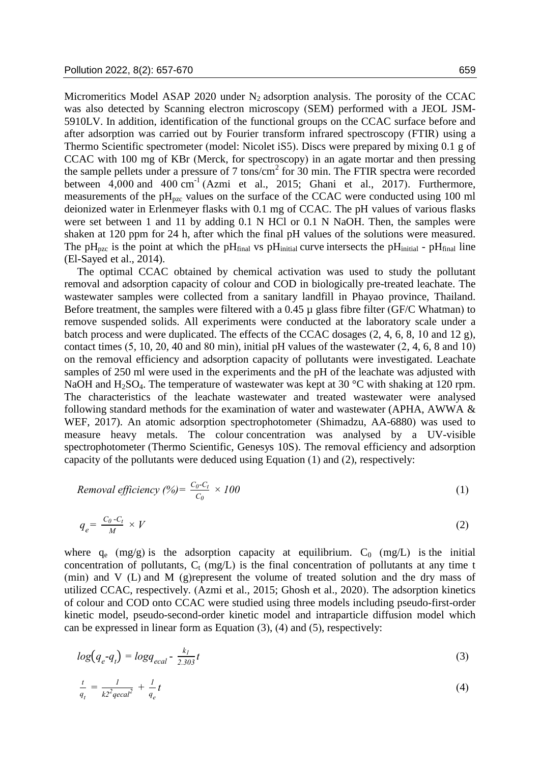Micromeritics Model ASAP 2020 under $N_2$ adsorption analysis. The porosity of the CCAC was also detected by Scanning electron microscopy (SEM) performed with a JEOL JSM-5910LV. In addition, identification of the functional groups on the CCAC surface before and after adsorption was carried out by Fourier transform infrared spectroscopy (FTIR) using a Thermo Scientific spectrometer (model: Nicolet iS5). Discs were prepared by mixing 0.1 g of CCAC with 100 mg of KBr (Merck, for spectroscopy) in an agate mortar and then pressing the sample pellets under a pressure of 7 tons/cm$^2$ for 30 min. The FTIR spectra were recorded between 4,000 and 400 cm$^{-1}$ (Azmi et al., 2015; Ghani et al., 2017). Furthermore, measurements of the $pH_{pzc}$ values on the surface of the CCAC were conducted using 100 ml deionized water in Erlenmeyer flasks with 0.1 mg of CCAC. The pH values of various flasks were set between 1 and 11 by adding 0.1 N HCl or 0.1 N NaOH. Then, the samples were shaken at 120 ppm for 24 h, after which the final pH values of the solutions were measured. The $pH_{pzc}$ is the point at which the $pH_{final}$ vs $pH_{initial}$ curve intersects the $pH_{initial}$ - $pH_{final}$ line (El-Sayed et al., 2014).

The optimal CCAC obtained by chemical activation was used to study the pollutant removal and adsorption capacity of colour and COD in biologically pre-treated leachate. The wastewater samples were collected from a sanitary landfill in Phayao province, Thailand. Before treatment, the samples were filtered with a 0.45 µ glass fibre filter (GF/C Whatman) to remove suspended solids. All experiments were conducted at the laboratory scale under a batch process and were duplicated. The effects of the CCAC dosages (2, 4, 6, 8, 10 and 12 g), contact times (5, 10, 20, 40 and 80 min), initial pH values of the wastewater (2, 4, 6, 8 and 10) on the removal efficiency and adsorption capacity of pollutants were investigated. Leachate samples of 250 ml were used in the experiments and the pH of the leachate was adjusted with NaOH and $H_2SO_4$. The temperature of wastewater was kept at 30 °C with shaking at 120 rpm. The characteristics of the leachate wastewater and treated wastewater were analysed following standard methods for the examination of water and wastewater (APHA, AWWA & WEF, 2017). An atomic adsorption spectrophotometer (Shimadzu, AA-6880) was used to measure heavy metals. The colour concentration was analysed by a UV-visible spectrophotometer (Thermo Scientific, Genesys 10S). The removal efficiency and adsorption capacity of the pollutants were deduced using Equation (1) and (2), respectively:

$$\text{Removal efficiency (\%)} = \frac{C_0 - C_t}{C_0} \times 100 \tag{1}$$

$$q_e = \frac{C_0 - C_t}{M} \times V \tag{2}$$

where $q_e$ (mg/g) is the adsorption capacity at equilibrium. $C_0$ (mg/L) is the initial concentration of pollutants, $C_t$ (mg/L) is the final concentration of pollutants at any time t (min) and V (L) and M (g)represent the volume of treated solution and the dry mass of utilized CCAC, respectively. (Azmi et al., 2015; Ghosh et al., 2020). The adsorption kinetics of colour and COD onto CCAC were studied using three models including pseudo-first-order kinetic model, pseudo-second-order kinetic model and intraparticle diffusion model which can be expressed in linear form as Equation (3), (4) and (5), respectively:

$$\log(q_e - q_t) = \log q_{ecal} - \frac{k_1}{2.303} t \tag{3}$$

$$\frac{t}{q_t} = \frac{1}{k2^2 qecal^2} + \frac{1}{q_e} t \tag{4}$$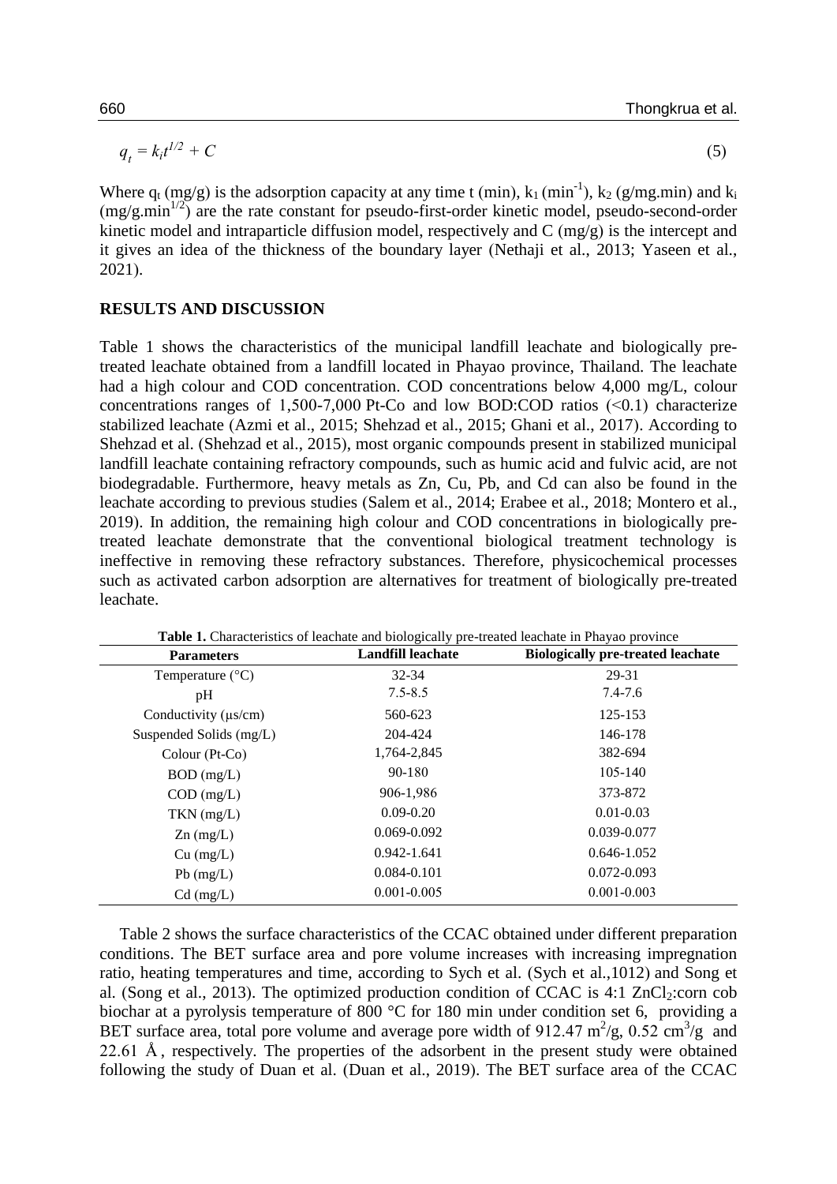$$q_t = k_i t^{1/2} + C \tag{5}$$

Where $q_t$ (mg/g) is the adsorption capacity at any time t (min), $k_1$ ($min^{-1}$), $k_2$ (g/mg.min) and $k_i$ ($mg/g.min^{1/2}$) are the rate constant for pseudo-first-order kinetic model, pseudo-second-order kinetic model and intraparticle diffusion model, respectively and C (mg/g) is the intercept and it gives an idea of the thickness of the boundary layer (Nethaji et al., 2013; Yaseen et al., 2021).

## RESULTS AND DISCUSSION

Table 1 shows the characteristics of the municipal landfill leachate and biologically pre-treated leachate obtained from a landfill located in Phayao province, Thailand. The leachate had a high colour and COD concentration. COD concentrations below 4,000 mg/L, colour concentrations ranges of 1,500-7,000 Pt-Co and low BOD:COD ratios (<0.1) characterize stabilized leachate (Azmi et al., 2015; Shehzad et al., 2015; Ghani et al., 2017). According to Shehzad et al. (Shehzad et al., 2015), most organic compounds present in stabilized municipal landfill leachate containing refractory compounds, such as humic acid and fulvic acid, are not biodegradable. Furthermore, heavy metals as Zn, Cu, Pb, and Cd can also be found in the leachate according to previous studies (Salem et al., 2014; Erabee et al., 2018; Montero et al., 2019). In addition, the remaining high colour and COD concentrations in biologically pre-treated leachate demonstrate that the conventional biological treatment technology is ineffective in removing these refractory substances. Therefore, physicochemical processes such as activated carbon adsorption are alternatives for treatment of biologically pre-treated leachate.

**Table 1.** Characteristics of leachate and biologically pre-treated leachate in Phayao province

| Parameters | Landfill leachate | Biologically pre-treated leachate |
|---|---|---|
| Temperature (°C) | 32-34 | 29-31 |
| pH | 7.5-8.5 | 7.4-7.6 |
| Conductivity (μs/cm) | 560-623 | 125-153 |
| Suspended Solids (mg/L) | 204-424 | 146-178 |
| Colour (Pt-Co) | 1,764-2,845 | 382-694 |
| BOD (mg/L) | 90-180 | 105-140 |
| COD (mg/L) | 906-1,986 | 373-872 |
| TKN (mg/L) | 0.09-0.20 | 0.01-0.03 |
| Zn (mg/L) | 0.069-0.092 | 0.039-0.077 |
| Cu (mg/L) | 0.942-1.641 | 0.646-1.052 |
| Pb (mg/L) | 0.084-0.101 | 0.072-0.093 |
| Cd (mg/L) | 0.001-0.005 | 0.001-0.003 |

Table 2 shows the surface characteristics of the CCAC obtained under different preparation conditions. The BET surface area and pore volume increases with increasing impregnation ratio, heating temperatures and time, according to Sych et al. (Sych et al.,1012) and Song et al. (Song et al., 2013). The optimized production condition of CCAC is 4:1 $ZnCl_2$:corn cob biochar at a pyrolysis temperature of 800 °C for 180 min under condition set 6, providing a BET surface area, total pore volume and average pore width of 912.47 $m^2/g$, 0.52 $cm^3/g$ and 22.61 Å, respectively. The properties of the adsorbent in the present study were obtained following the study of Duan et al. (Duan et al., 2019). The BET surface area of the CCAC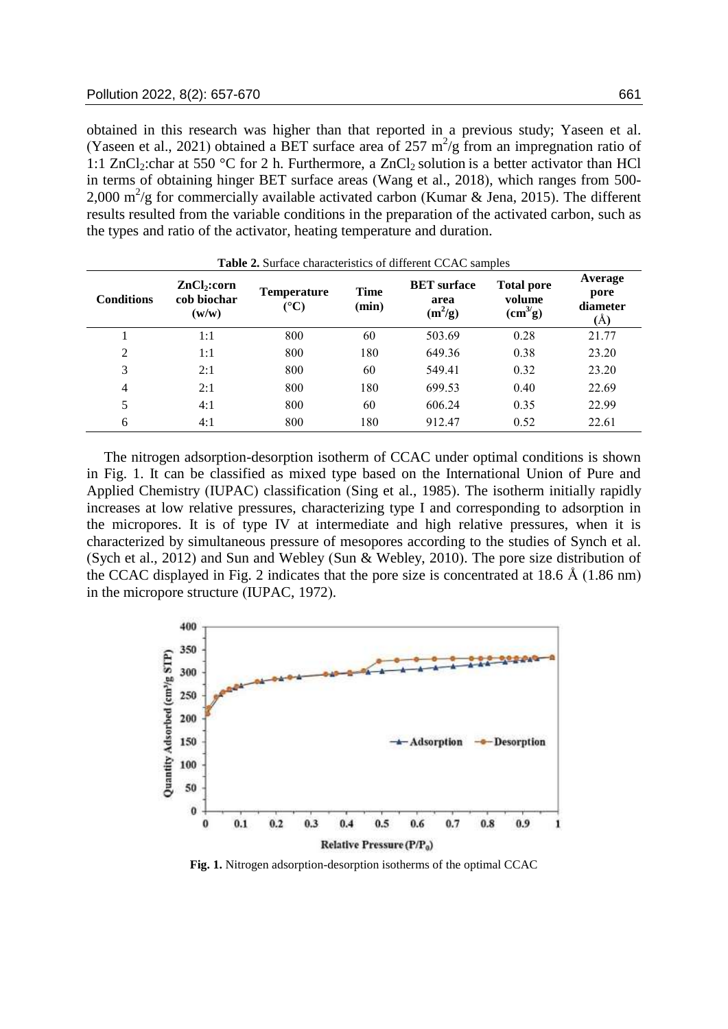obtained in this research was higher than that reported in a previous study; Yaseen et al. (Yaseen et al., 2021) obtained a BET surface area of 257 $m^2$/g from an impregnation ratio of 1:1 $ZnCl_2$:char at 550 °C for 2 h. Furthermore, a $ZnCl_2$ solution is a better activator than HCl in terms of obtaining hinger BET surface areas (Wang et al., 2018), which ranges from 500-2,000 $m^2$/g for commercially available activated carbon (Kumar & Jena, 2015). The different results resulted from the variable conditions in the preparation of the activated carbon, such as the types and ratio of the activator, heating temperature and duration.

**Table 2.** Surface characteristics of different CCAC samples

| Conditions | $ZnCl_2$:corn cob biochar (w/w) | Temperature (°C) | Time (min) | BET surface area ($m^2$/g) | Total pore volume ($cm^3$/g) | Average pore diameter (Å) |
|---|---|---|---|---|---|---|
| 1 | 1:1 | 800 | 60 | 503.69 | 0.28 | 21.77 |
| 2 | 1:1 | 800 | 180 | 649.36 | 0.38 | 23.20 |
| 3 | 2:1 | 800 | 60 | 549.41 | 0.32 | 23.20 |
| 4 | 2:1 | 800 | 180 | 699.53 | 0.40 | 22.69 |
| 5 | 4:1 | 800 | 60 | 606.24 | 0.35 | 22.99 |
| 6 | 4:1 | 800 | 180 | 912.47 | 0.52 | 22.61 |

The nitrogen adsorption-desorption isotherm of CCAC under optimal conditions is shown in Fig. 1. It can be classified as mixed type based on the International Union of Pure and Applied Chemistry (IUPAC) classification (Sing et al., 1985). The isotherm initially rapidly increases at low relative pressures, characterizing type I and corresponding to adsorption in the micropores. It is of type IV at intermediate and high relative pressures, when it is characterized by simultaneous pressure of mesopores according to the studies of Synch et al. (Sych et al., 2012) and Sun and Webley (Sun & Webley, 2010). The pore size distribution of the CCAC displayed in Fig. 2 indicates that the pore size is concentrated at 18.6 Å (1.86 nm) in the micropore structure (IUPAC, 1972).

**Fig. 1.** Nitrogen adsorption-desorption isotherms of the optimal CCAC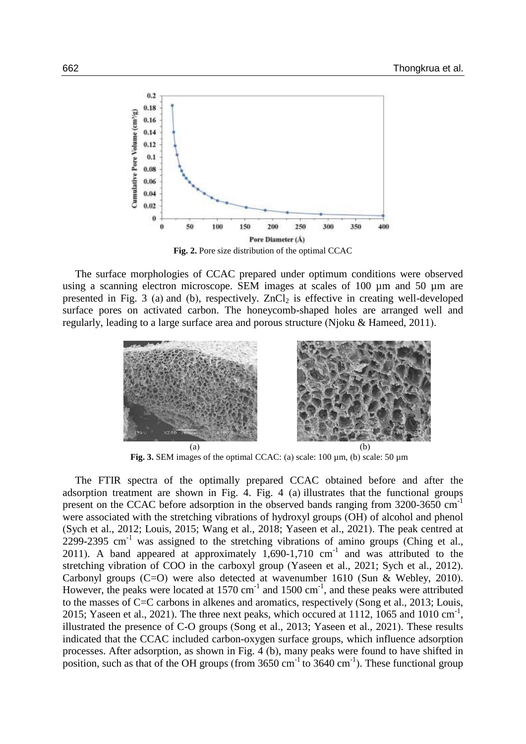**Fig. 2.** Pore size distribution of the optimal CCAC

The surface morphologies of CCAC prepared under optimum conditions were observed using a scanning electron microscope. SEM images at scales of 100 µm and 50 µm are presented in Fig. 3 (a) and (b), respectively. $ZnCl_2$ is effective in creating well-developed surface pores on activated carbon. The honeycomb-shaped holes are arranged well and regularly, leading to a large surface area and porous structure (Njoku & Hameed, 2011).

**Fig. 3.** SEM images of the optimal CCAC: (a) scale: 100 µm, (b) scale: 50 µm

The FTIR spectra of the optimally prepared CCAC obtained before and after the adsorption treatment are shown in Fig. 4. Fig. 4 (a) illustrates that the functional groups present on the CCAC before adsorption in the observed bands ranging from 3200-3650 $cm^{-1}$ were associated with the stretching vibrations of hydroxyl groups (OH) of alcohol and phenol (Sych et al., 2012; Louis, 2015; Wang et al., 2018; Yaseen et al., 2021). The peak centred at 2299-2395 $cm^{-1}$ was assigned to the stretching vibrations of amino groups (Ching et al., 2011). A band appeared at approximately 1,690-1,710 $cm^{-1}$ and was attributed to the stretching vibration of COO in the carboxyl group (Yaseen et al., 2021; Sych et al., 2012). Carbonyl groups (C=O) were also detected at wavenumber 1610 (Sun & Webley, 2010). However, the peaks were located at 1570 $cm^{-1}$ and 1500 $cm^{-1}$, and these peaks were attributed to the masses of C=C carbons in alkenes and aromatics, respectively (Song et al., 2013; Louis, 2015; Yaseen et al., 2021). The three next peaks, which occured at 1112, 1065 and 1010 $cm^{-1}$, illustrated the presence of C-O groups (Song et al., 2013; Yaseen et al., 2021). These results indicated that the CCAC included carbon-oxygen surface groups, which influence adsorption processes. After adsorption, as shown in Fig. 4 (b), many peaks were found to have shifted in position, such as that of the OH groups (from 3650 $cm^{-1}$ to 3640 $cm^{-1}$). These functional group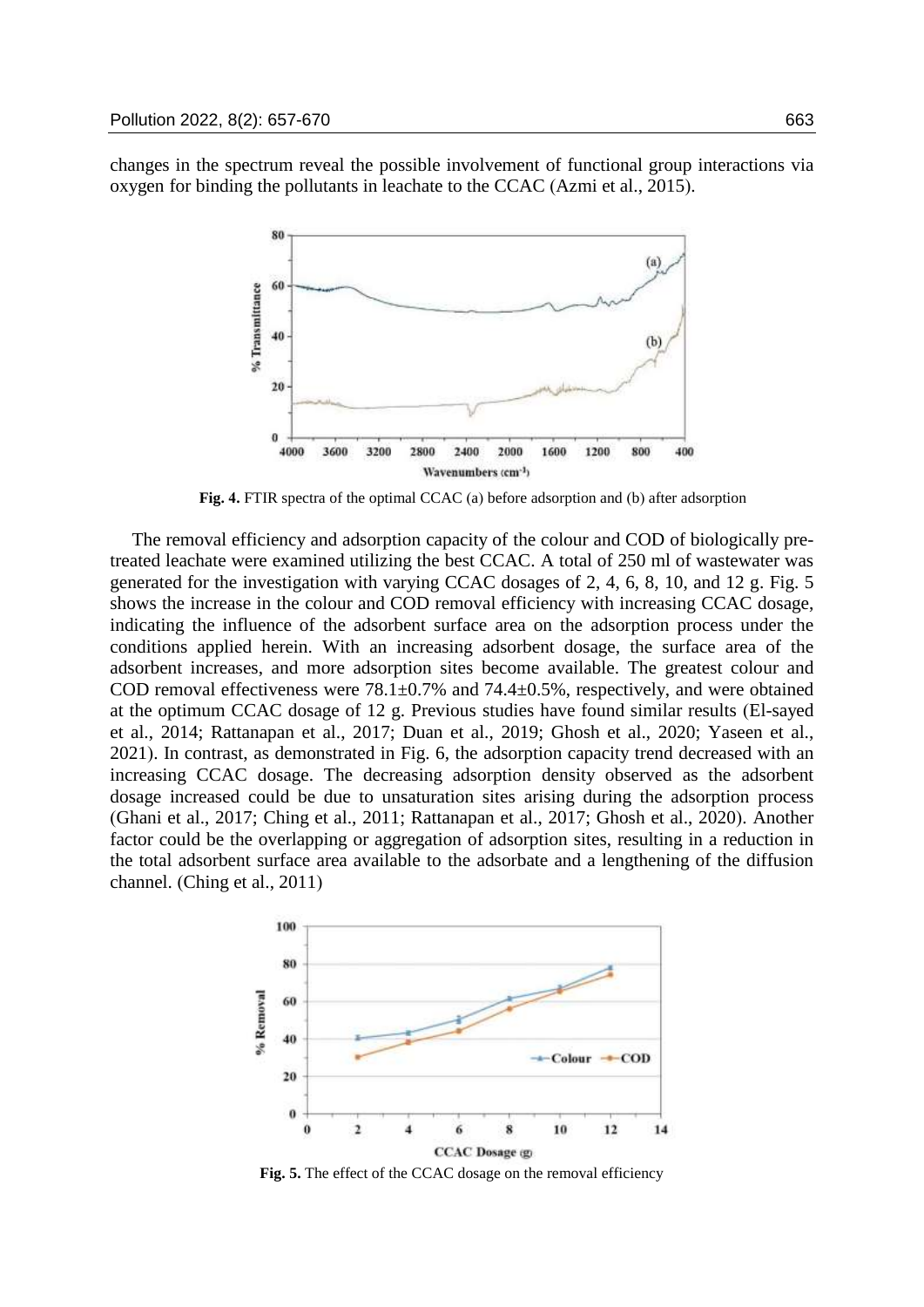changes in the spectrum reveal the possible involvement of functional group interactions via oxygen for binding the pollutants in leachate to the CCAC (Azmi et al., 2015).

**Fig. 4.** FTIR spectra of the optimal CCAC (a) before adsorption and (b) after adsorption

The removal efficiency and adsorption capacity of the colour and COD of biologically pre-treated leachate were examined utilizing the best CCAC. A total of 250 ml of wastewater was generated for the investigation with varying CCAC dosages of 2, 4, 6, 8, 10, and 12 g. Fig. 5 shows the increase in the colour and COD removal efficiency with increasing CCAC dosage, indicating the influence of the adsorbent surface area on the adsorption process under the conditions applied herein. With an increasing adsorbent dosage, the surface area of the adsorbent increases, and more adsorption sites become available. The greatest colour and COD removal effectiveness were 78.1±0.7% and 74.4±0.5%, respectively, and were obtained at the optimum CCAC dosage of 12 g. Previous studies have found similar results (El-sayed et al., 2014; Rattanapan et al., 2017; Duan et al., 2019; Ghosh et al., 2020; Yaseen et al., 2021). In contrast, as demonstrated in Fig. 6, the adsorption capacity trend decreased with an increasing CCAC dosage. The decreasing adsorption density observed as the adsorbent dosage increased could be due to unsaturation sites arising during the adsorption process (Ghani et al., 2017; Ching et al., 2011; Rattanapan et al., 2017; Ghosh et al., 2020). Another factor could be the overlapping or aggregation of adsorption sites, resulting in a reduction in the total adsorbent surface area available to the adsorbate and a lengthening of the diffusion channel. (Ching et al., 2011)

**Fig. 5.** The effect of the CCAC dosage on the removal efficiency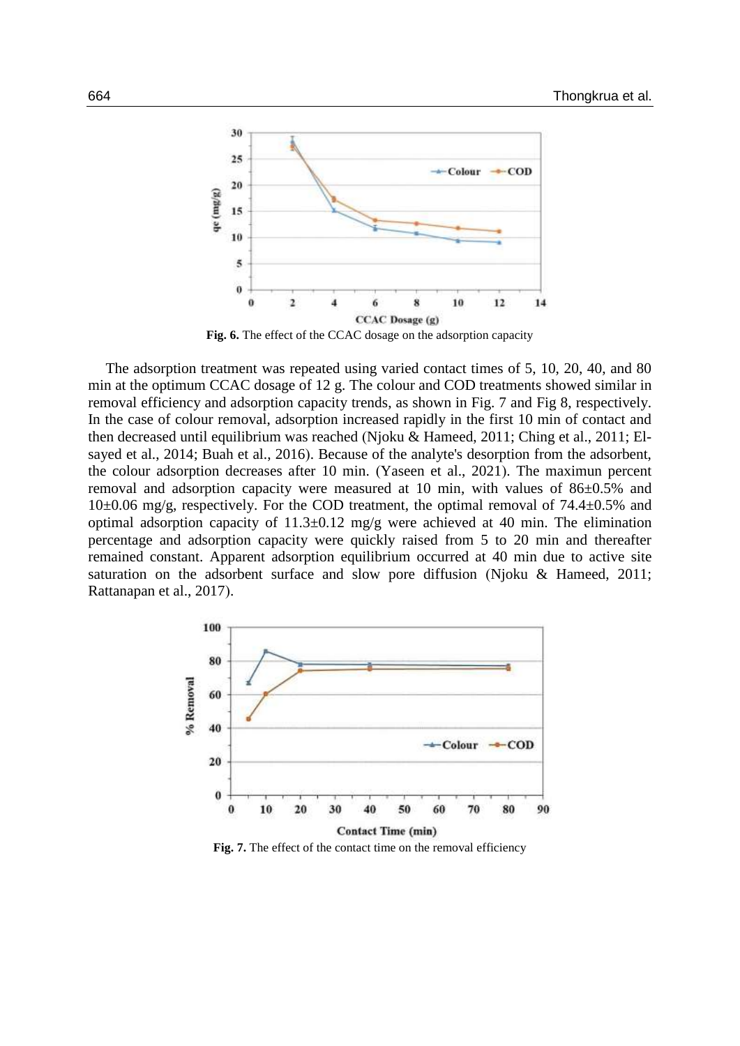**Fig. 6.** The effect of the CCAC dosage on the adsorption capacity

The adsorption treatment was repeated using varied contact times of 5, 10, 20, 40, and 80 min at the optimum CCAC dosage of 12 g. The colour and COD treatments showed similar in removal efficiency and adsorption capacity trends, as shown in Fig. 7 and Fig 8, respectively. In the case of colour removal, adsorption increased rapidly in the first 10 min of contact and then decreased until equilibrium was reached (Njoku & Hameed, 2011; Ching et al., 2011; El-sayed et al., 2014; Buah et al., 2016). Because of the analyte's desorption from the adsorbent, the colour adsorption decreases after 10 min. (Yaseen et al., 2021). The maximun percent removal and adsorption capacity were measured at 10 min, with values of 86±0.5% and 10±0.06 mg/g, respectively. For the COD treatment, the optimal removal of 74.4±0.5% and optimal adsorption capacity of 11.3±0.12 mg/g were achieved at 40 min. The elimination percentage and adsorption capacity were quickly raised from 5 to 20 min and thereafter remained constant. Apparent adsorption equilibrium occurred at 40 min due to active site saturation on the adsorbent surface and slow pore diffusion (Njoku & Hameed, 2011; Rattanapan et al., 2017).

**Fig. 7.** The effect of the contact time on the removal efficiency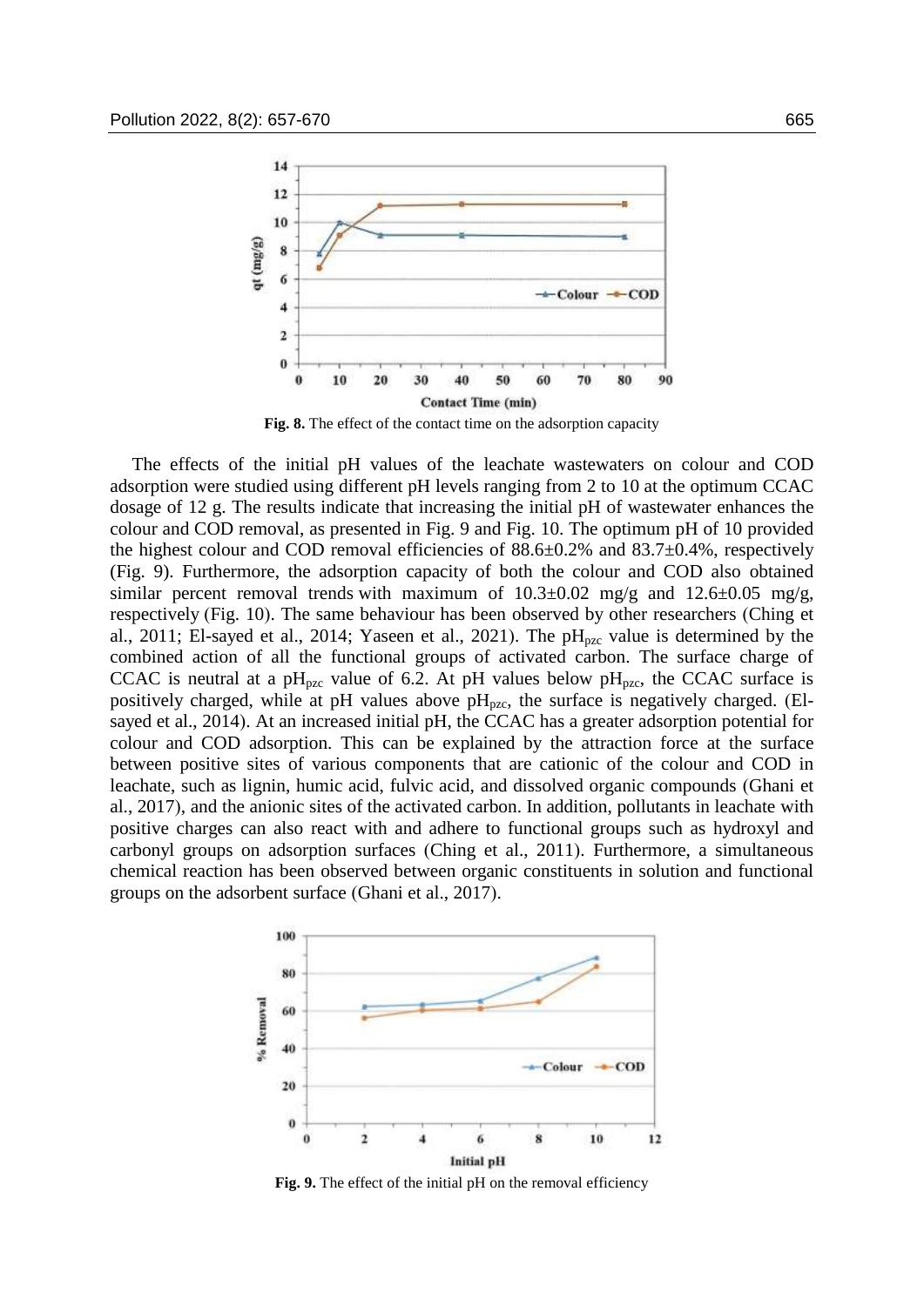**Fig. 8.** The effect of the contact time on the adsorption capacity

The effects of the initial pH values of the leachate wastewaters on colour and COD adsorption were studied using different pH levels ranging from 2 to 10 at the optimum CCAC dosage of 12 g. The results indicate that increasing the initial pH of wastewater enhances the colour and COD removal, as presented in Fig. 9 and Fig. 10. The optimum pH of 10 provided the highest colour and COD removal efficiencies of 88.6±0.2% and 83.7±0.4%, respectively (Fig. 9). Furthermore, the adsorption capacity of both the colour and COD also obtained similar percent removal trends with maximum of 10.3±0.02 mg/g and 12.6±0.05 mg/g, respectively (Fig. 10). The same behaviour has been observed by other researchers (Ching et al., 2011; El-sayed et al., 2014; Yaseen et al., 2021). The $pH_{pzc}$ value is determined by the combined action of all the functional groups of activated carbon. The surface charge of CCAC is neutral at a $pH_{pzc}$ value of 6.2. At pH values below $pH_{pzc}$, the CCAC surface is positively charged, while at pH values above $pH_{pzc}$, the surface is negatively charged. (El-sayed et al., 2014). At an increased initial pH, the CCAC has a greater adsorption potential for colour and COD adsorption. This can be explained by the attraction force at the surface between positive sites of various components that are cationic of the colour and COD in leachate, such as lignin, humic acid, fulvic acid, and dissolved organic compounds (Ghani et al., 2017), and the anionic sites of the activated carbon. In addition, pollutants in leachate with positive charges can also react with and adhere to functional groups such as hydroxyl and carbonyl groups on adsorption surfaces (Ching et al., 2011). Furthermore, a simultaneous chemical reaction has been observed between organic constituents in solution and functional groups on the adsorbent surface (Ghani et al., 2017).

**Fig. 9.** The effect of the initial pH on the removal efficiency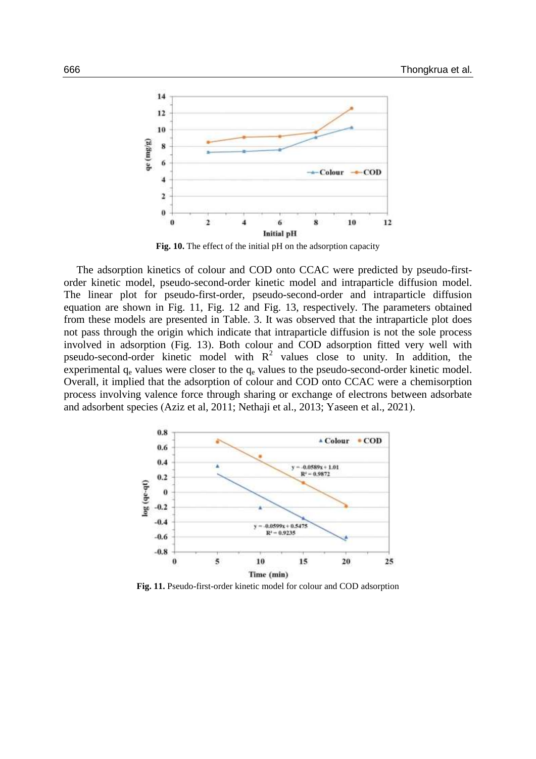**Fig. 10.** The effect of the initial pH on the adsorption capacity

The adsorption kinetics of colour and COD onto CCAC were predicted by pseudo-first-order kinetic model, pseudo-second-order kinetic model and intraparticle diffusion model. The linear plot for pseudo-first-order, pseudo-second-order and intraparticle diffusion equation are shown in Fig. 11, Fig. 12 and Fig. 13, respectively. The parameters obtained from these models are presented in Table. 3. It was observed that the intraparticle plot does not pass through the origin which indicate that intraparticle diffusion is not the sole process involved in adsorption (Fig. 13). Both colour and COD adsorption fitted very well with pseudo-second-order kinetic model with $R^2$ values close to unity. In addition, the experimental $q_e$ values were closer to the $q_e$ values to the pseudo-second-order kinetic model. Overall, it implied that the adsorption of colour and COD onto CCAC were a chemisorption process involving valence force through sharing or exchange of electrons between adsorbate and adsorbent species (Aziz et al, 2011; Nethaji et al., 2013; Yaseen et al., 2021).

**Fig. 11.** Pseudo-first-order kinetic model for colour and COD adsorption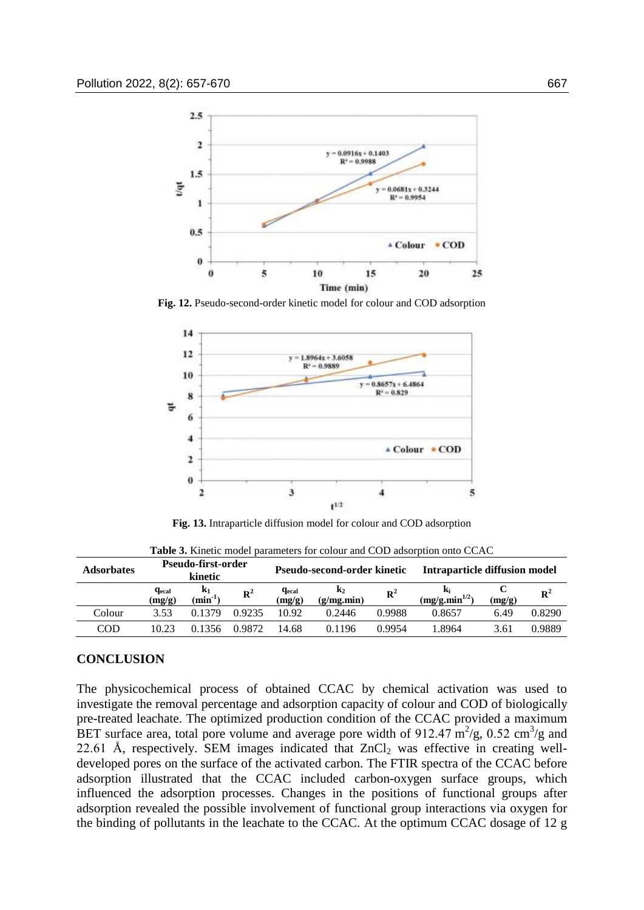Fig. 12. Pseudo-second-order kinetic model for colour and COD adsorption

Fig. 13. Intraparticle diffusion model for colour and COD adsorption

**Table 3.** Kinetic model parameters for colour and COD adsorption onto CCAC

| Adsorbates | Pseudo-first-order kinetic | | | Pseudo-second-order kinetic | | | Intraparticle diffusion model | | |
|---|---|---|---|---|---|---|---|---|---|
| | $q_{ecal}$ (mg/g) | $k_1$ ($min^{-1}$) | $R^2$ | $q_{ecal}$ (mg/g) | $k_2$ (g/mg.min) | $R^2$ | $k_i$ ($mg/g.min^{1/2}$) | C (mg/g) | $R^2$ |
| Colour | 3.53 | 0.1379 | 0.9235 | 10.92 | 0.2446 | 0.9988 | 0.8657 | 6.49 | 0.8290 |
| COD | 10.23 | 0.1356 | 0.9872 | 14.68 | 0.1196 | 0.9954 | 1.8964 | 3.61 | 0.9889 |

## CONCLUSION

The physicochemical process of obtained CCAC by chemical activation was used to investigate the removal percentage and adsorption capacity of colour and COD of biologically pre-treated leachate. The optimized production condition of the CCAC provided a maximum BET surface area, total pore volume and average pore width of 912.47 $m^2/g$, 0.52 $cm^3/g$ and 22.61 Å, respectively. SEM images indicated that $ZnCl_2$ was effective in creating well-developed pores on the surface of the activated carbon. The FTIR spectra of the CCAC before adsorption illustrated that the CCAC included carbon-oxygen surface groups, which influenced the adsorption processes. Changes in the positions of functional groups after adsorption revealed the possible involvement of functional group interactions via oxygen for the binding of pollutants in the leachate to the CCAC. At the optimum CCAC dosage of 12 g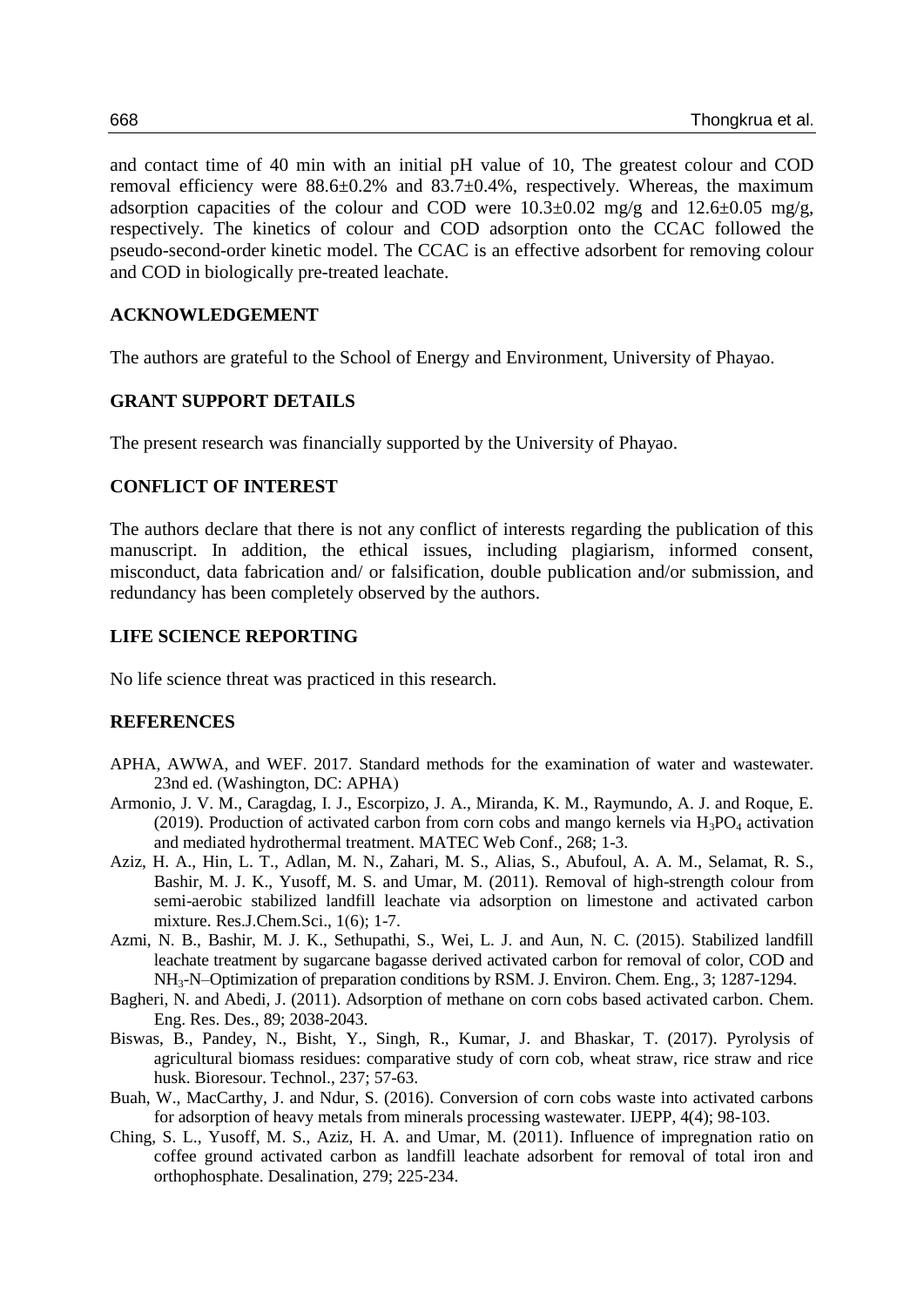and contact time of 40 min with an initial pH value of 10, The greatest colour and COD removal efficiency were 88.6±0.2% and 83.7±0.4%, respectively. Whereas, the maximum adsorption capacities of the colour and COD were 10.3±0.02 mg/g and 12.6±0.05 mg/g, respectively. The kinetics of colour and COD adsorption onto the CCAC followed the pseudo-second-order kinetic model. The CCAC is an effective adsorbent for removing colour and COD in biologically pre-treated leachate.

## ACKNOWLEDGEMENT

The authors are grateful to the School of Energy and Environment, University of Phayao.

## GRANT SUPPORT DETAILS

The present research was financially supported by the University of Phayao.

## CONFLICT OF INTEREST

The authors declare that there is not any conflict of interests regarding the publication of this manuscript. In addition, the ethical issues, including plagiarism, informed consent, misconduct, data fabrication and/ or falsification, double publication and/or submission, and redundancy has been completely observed by the authors.

## LIFE SCIENCE REPORTING

No life science threat was practiced in this research.

## REFERENCES

APHA, AWWA, and WEF. 2017. Standard methods for the examination of water and wastewater. 23nd ed. (Washington, DC: APHA)

Armonio, J. V. M., Caragdag, I. J., Escorpizo, J. A., Miranda, K. M., Raymundo, A. J. and Roque, E. (2019). Production of activated carbon from corn cobs and mango kernels via $H_3PO_4$ activation and mediated hydrothermal treatment. MATEC Web Conf., 268; 1-3.

Aziz, H. A., Hin, L. T., Adlan, M. N., Zahari, M. S., Alias, S., Abufoul, A. A. M., Selamat, R. S., Bashir, M. J. K., Yusoff, M. S. and Umar, M. (2011). Removal of high-strength colour from semi-aerobic stabilized landfill leachate via adsorption on limestone and activated carbon mixture. Res.J.Chem.Sci., 1(6); 1-7.

Azmi, N. B., Bashir, M. J. K., Sethupathi, S., Wei, L. J. and Aun, N. C. (2015). Stabilized landfill leachate treatment by sugarcane bagasse derived activated carbon for removal of color, COD and $NH_3$-N–Optimization of preparation conditions by RSM. J. Environ. Chem. Eng., 3; 1287-1294.

Bagheri, N. and Abedi, J. (2011). Adsorption of methane on corn cobs based activated carbon. Chem. Eng. Res. Des., 89; 2038-2043.

Biswas, B., Pandey, N., Bisht, Y., Singh, R., Kumar, J. and Bhaskar, T. (2017). Pyrolysis of agricultural biomass residues: comparative study of corn cob, wheat straw, rice straw and rice husk. Bioresour. Technol., 237; 57-63.

Buah, W., MacCarthy, J. and Ndur, S. (2016). Conversion of corn cobs waste into activated carbons for adsorption of heavy metals from minerals processing wastewater. IJEPP, 4(4); 98-103.

Ching, S. L., Yusoff, M. S., Aziz, H. A. and Umar, M. (2011). Influence of impregnation ratio on coffee ground activated carbon as landfill leachate adsorbent for removal of total iron and orthophosphate. Desalination, 279; 225-234.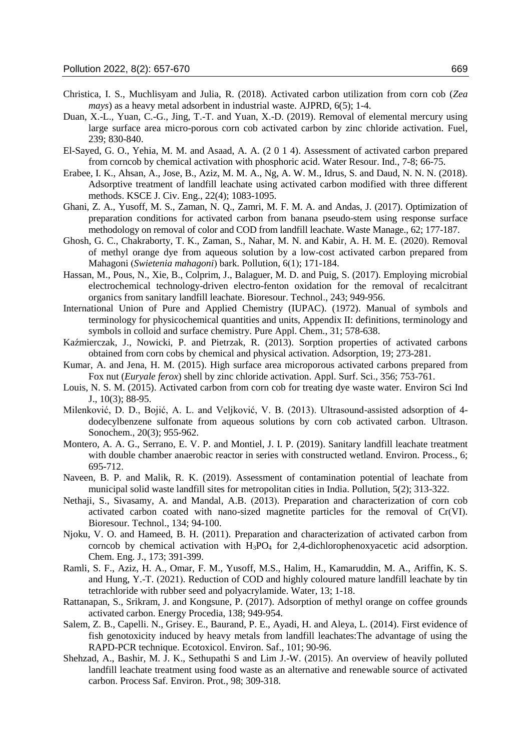Christica, I. S., Muchlisyam and Julia, R. (2018). Activated carbon utilization from corn cob (*Zea mays*) as a heavy metal adsorbent in industrial waste. AJPRD, 6(5); 1-4.

Duan, X.-L., Yuan, C.-G., Jing, T.-T. and Yuan, X.-D. (2019). Removal of elemental mercury using large surface area micro-porous corn cob activated carbon by zinc chloride activation. Fuel, 239; 830-840.

El-Sayed, G. O., Yehia, M. M. and Asaad, A. A. (2 0 1 4). Assessment of activated carbon prepared from corncob by chemical activation with phosphoric acid. Water Resour. Ind., 7-8; 66-75.

Erabee, I. K., Ahsan, A., Jose, B., Aziz, M. M. A., Ng, A. W. M., Idrus, S. and Daud, N. N. N. (2018). Adsorptive treatment of landfill leachate using activated carbon modified with three different methods. KSCE J. Civ. Eng., 22(4); 1083-1095.

Ghani, Z. A., Yusoff, M. S., Zaman, N. Q., Zamri, M. F. M. A. and Andas, J. (2017). Optimization of preparation conditions for activated carbon from banana pseudo-stem using response surface methodology on removal of color and COD from landfill leachate. Waste Manage., 62; 177-187.

Ghosh, G. C., Chakraborty, T. K., Zaman, S., Nahar, M. N. and Kabir, A. H. M. E. (2020). Removal of methyl orange dye from aqueous solution by a low-cost activated carbon prepared from Mahagoni (*Swietenia mahagoni*) bark. Pollution, 6(1); 171-184.

Hassan, M., Pous, N., Xie, B., Colprim, J., Balaguer, M. D. and Puig, S. (2017). Employing microbial electrochemical technology-driven electro-fenton oxidation for the removal of recalcitrant organics from sanitary landfill leachate. Bioresour. Technol., 243; 949-956.

International Union of Pure and Applied Chemistry (IUPAC). (1972). Manual of symbols and terminology for physicochemical quantities and units, Appendix II: definitions, terminology and symbols in colloid and surface chemistry. Pure Appl. Chem., 31; 578-638.

Kaźmierczak, J., Nowicki, P. and Pietrzak, R. (2013). Sorption properties of activated carbons obtained from corn cobs by chemical and physical activation. Adsorption, 19; 273-281.

Kumar, A. and Jena, H. M. (2015). High surface area microporous activated carbons prepared from Fox nut (*Euryale ferox*) shell by zinc chloride activation. Appl. Surf. Sci., 356; 753-761.

Louis, N. S. M. (2015). Activated carbon from corn cob for treating dye waste water. Environ Sci Ind J., 10(3); 88-95.

Milenković, D. D., Bojić, A. L. and Veljković, V. B. (2013). Ultrasound-assisted adsorption of 4-dodecylbenzene sulfonate from aqueous solutions by corn cob activated carbon. Ultrason. Sonochem., 20(3); 955-962.

Montero, A. A. G., Serrano, E. V. P. and Montiel, J. I. P. (2019). Sanitary landfill leachate treatment with double chamber anaerobic reactor in series with constructed wetland. Environ. Process., 6; 695-712.

Naveen, B. P. and Malik, R. K. (2019). Assessment of contamination potential of leachate from municipal solid waste landfill sites for metropolitan cities in India. Pollution, 5(2); 313-322.

Nethaji, S., Sivasamy, A. and Mandal, A.B. (2013). Preparation and characterization of corn cob activated carbon coated with nano-sized magnetite particles for the removal of Cr(VI). Bioresour. Technol., 134; 94-100.

Njoku, V. O. and Hameed, B. H. (2011). Preparation and characterization of activated carbon from corncob by chemical activation with $H_3PO_4$ for 2,4-dichlorophenoxyacetic acid adsorption. Chem. Eng. J., 173; 391-399.

Ramli, S. F., Aziz, H. A., Omar, F. M., Yusoff, M.S., Halim, H., Kamaruddin, M. A., Ariffin, K. S. and Hung, Y.-T. (2021). Reduction of COD and highly coloured mature landfill leachate by tin tetrachloride with rubber seed and polyacrylamide. Water, 13; 1-18.

Rattanapan, S., Srikram, J. and Kongsune, P. (2017). Adsorption of methyl orange on coffee grounds activated carbon. Energy Procedia, 138; 949-954.

Salem, Z. B., Capelli. N., Grisey. E., Baurand, P. E., Ayadi, H. and Aleya, L. (2014). First evidence of fish genotoxicity induced by heavy metals from landfill leachates:The advantage of using the RAPD-PCR technique. Ecotoxicol. Environ. Saf., 101; 90-96.

Shehzad, A., Bashir, M. J. K., Sethupathi S and Lim J.-W. (2015). An overview of heavily polluted landfill leachate treatment using food waste as an alternative and renewable source of activated carbon. Process Saf. Environ. Prot., 98; 309-318.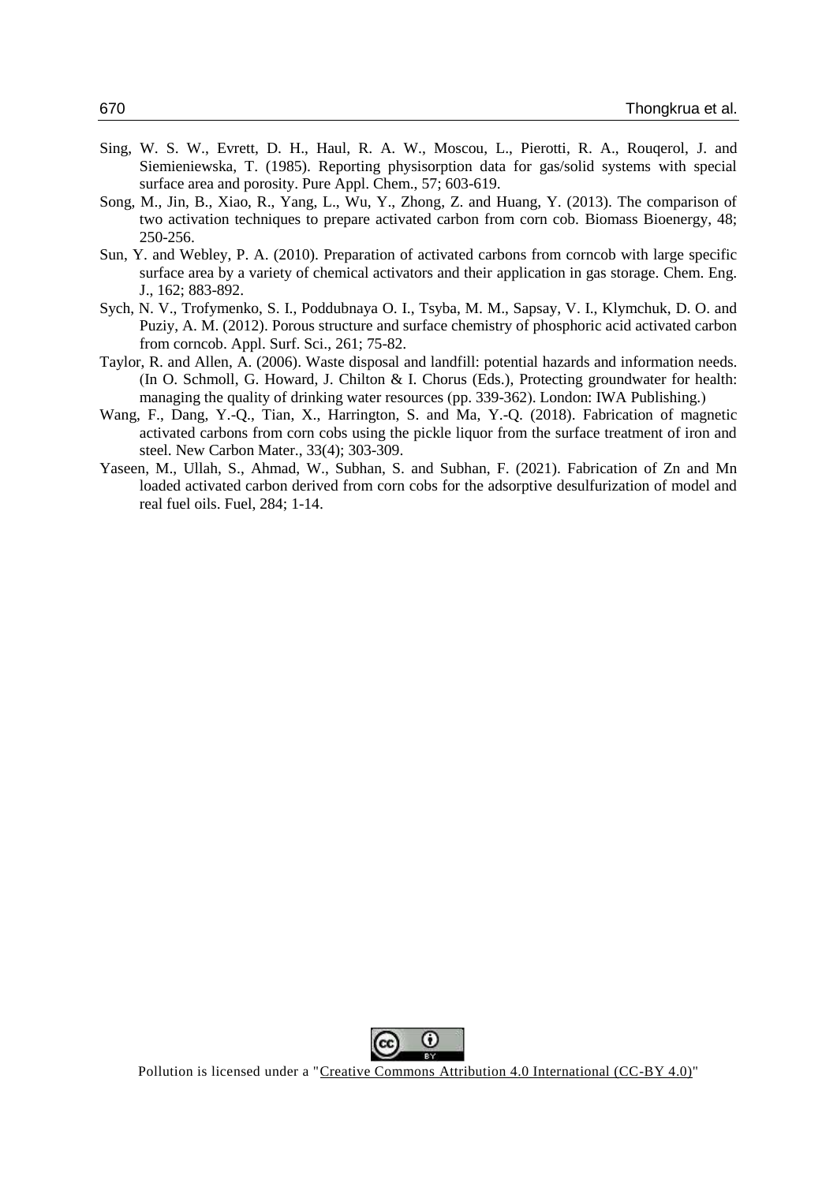Sing, W. S. W., Evrett, D. H., Haul, R. A. W., Moscou, L., Pierotti, R. A., Rouqerol, J. and Siemieniewska, T. (1985). Reporting physisorption data for gas/solid systems with special surface area and porosity. Pure Appl. Chem., 57; 603-619.

Song, M., Jin, B., Xiao, R., Yang, L., Wu, Y., Zhong, Z. and Huang, Y. (2013). The comparison of two activation techniques to prepare activated carbon from corn cob. Biomass Bioenergy, 48; 250-256.

Sun, Y. and Webley, P. A. (2010). Preparation of activated carbons from corncob with large specific surface area by a variety of chemical activators and their application in gas storage. Chem. Eng. J., 162; 883-892.

Sych, N. V., Trofymenko, S. I., Poddubnaya O. I., Tsyba, M. M., Sapsay, V. I., Klymchuk, D. O. and Puziy, A. M. (2012). Porous structure and surface chemistry of phosphoric acid activated carbon from corncob. Appl. Surf. Sci., 261; 75-82.

Taylor, R. and Allen, A. (2006). Waste disposal and landfill: potential hazards and information needs. (In O. Schmoll, G. Howard, J. Chilton & I. Chorus (Eds.), Protecting groundwater for health: managing the quality of drinking water resources (pp. 339-362). London: IWA Publishing.)

Wang, F., Dang, Y.-Q., Tian, X., Harrington, S. and Ma, Y.-Q. (2018). Fabrication of magnetic activated carbons from corn cobs using the pickle liquor from the surface treatment of iron and steel. New Carbon Mater., 33(4); 303-309.

Yaseen, M., Ullah, S., Ahmad, W., Subhan, S. and Subhan, F. (2021). Fabrication of Zn and Mn loaded activated carbon derived from corn cobs for the adsorptive desulfurization of model and real fuel oils. Fuel, 284; 1-14.

Pollution is licensed under a "Creative Commons Attribution 4.0 International (CC-BY 4.0)"